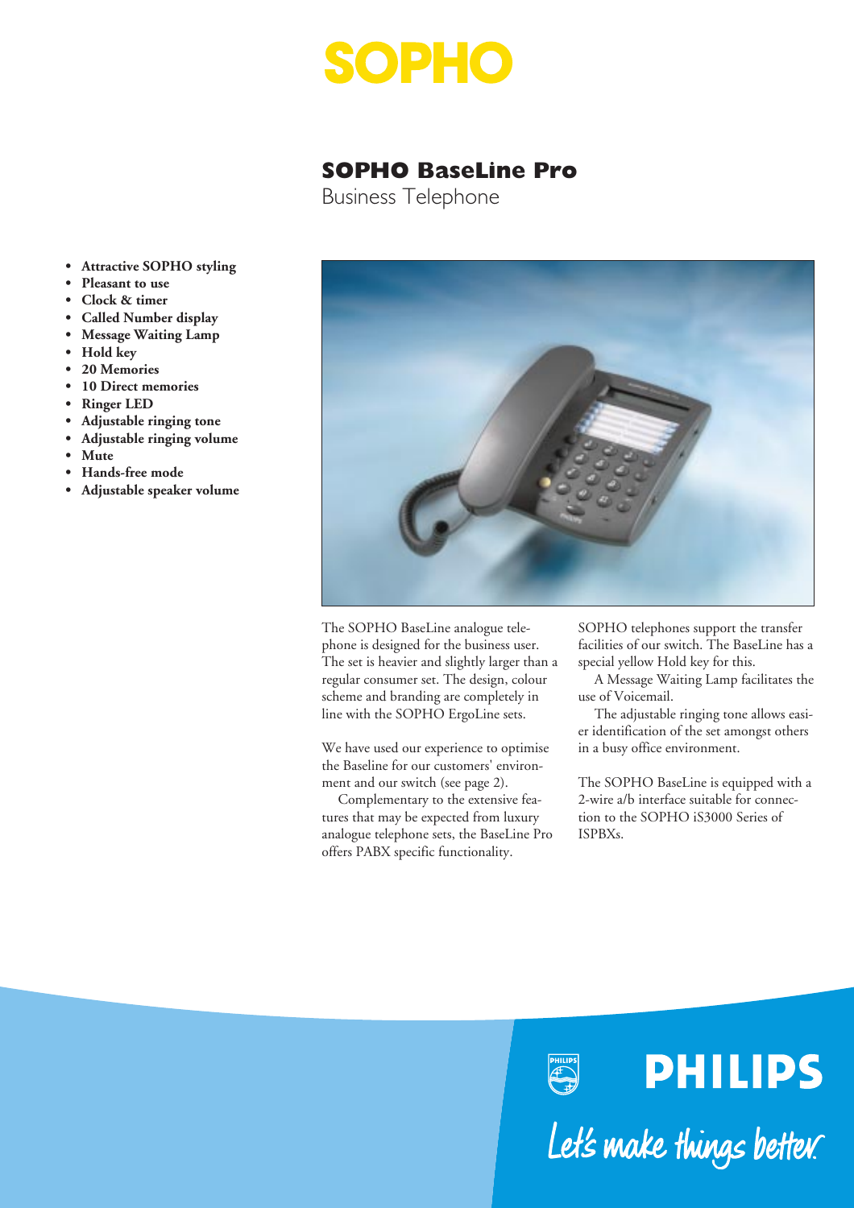# SOPHO

## SOPHO BaseLine Pro

Business Telephone

- **Attractive SOPHO styling**
- **Pleasant to use**
- **Clock & timer**
- **Called Number display**
- **Message Waiting Lamp**
- **Hold key**
- **20 Memories**
- **10 Direct memories**
- **Ringer LED**
- **Adjustable ringing tone**
- **Adjustable ringing volume**
- **Mute**
- **Hands-free mode**
- **Adjustable speaker volume**

The SOPHO BaseLine analogue telephone is designed for the business user. The set is heavier and slightly larger than a regular consumer set. The design, colour scheme and branding are completely in line with the SOPHO ErgoLine sets.

We have used our experience to optimise the Baseline for our customers' environment and our switch (see page 2).

Complementary to the extensive features that may be expected from luxury analogue telephone sets, the BaseLine Pro offers PABX specific functionality.

SOPHO telephones support the transfer facilities of our switch. The BaseLine has a special yellow Hold key for this.

A Message Waiting Lamp facilitates the use of Voicemail.

The adjustable ringing tone allows easier identification of the set amongst others in a busy office environment.

The SOPHO BaseLine is equipped with a 2-wire a/b interface suitable for connection to the SOPHO iS3000 Series of ISPBXs.

**PHILIPS**

Let's make things better.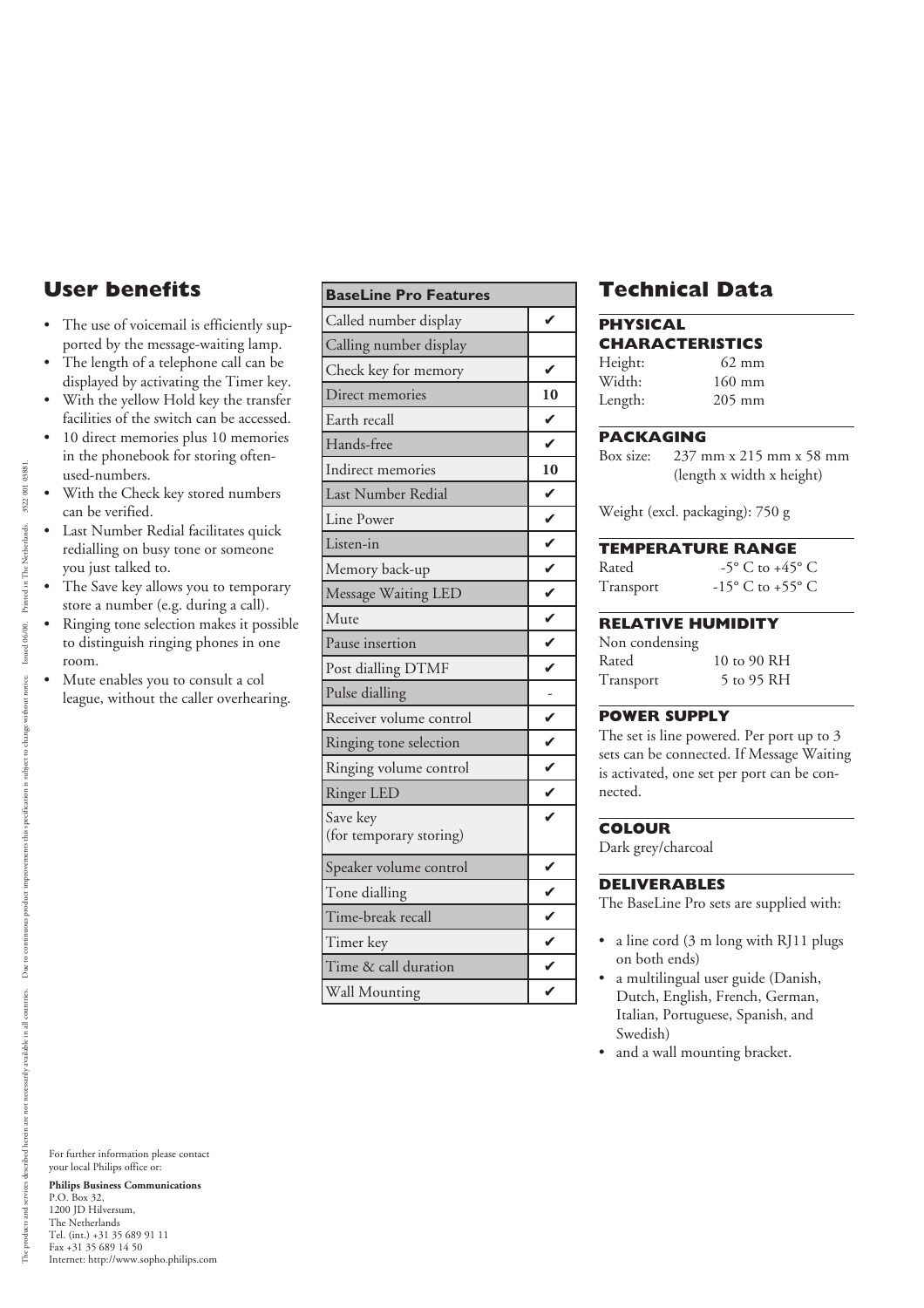## User benefits

- The use of voicemail is efficiently supported by the message-waiting lamp.
- The length of a telephone call can be displayed by activating the Timer key.
- With the yellow Hold key the transfer facilities of the switch can be accessed.
- 10 direct memories plus 10 memories in the phonebook for storing often-used-numbers.
- With the Check key stored numbers can be verified.
- Last Number Redial facilitates quick redialling on busy tone or someone you just talked to.
- The Save key allows you to temporary store a number (e.g. during a call).
- Ringing tone selection makes it possible to distinguish ringing phones in one room.
- Mute enables you to consult a col league, without the caller overhearing.

| BaseLine Pro Features | |
|---|---|
| Called number display | ✔ |
| Calling number display | |
| Check key for memory | ✔ |
| Direct memories | **10** |
| Earth recall | ✔ |
| Hands-free | ✔ |
| Indirect memories | **10** |
| Last Number Redial | ✔ |
| Line Power | ✔ |
| Listen-in | ✔ |
| Memory back-up | ✔ |
| Message Waiting LED | ✔ |
| Mute | ✔ |
| Pause insertion | ✔ |
| Post dialling DTMF | ✔ |
| Pulse dialling | - |
| Receiver volume control | ✔ |
| Ringing tone selection | ✔ |
| Ringing volume control | ✔ |
| Ringer LED | ✔ |
| Save key (for temporary storing) | ✔ |
| Speaker volume control | ✔ |
| Tone dialling | ✔ |
| Time-break recall | ✔ |
| Timer key | ✔ |
| Time & call duration | ✔ |
| Wall Mounting | ✔ |

## Technical Data

### PHYSICAL CHARACTERISTICS

Height: 62 mm
Width: 160 mm
Length: 205 mm

### PACKAGING

Box size: 237 mm x 215 mm x 58 mm (length x width x height)

Weight (excl. packaging): 750 g

### TEMPERATURE RANGE

Rated -5° C to +45° C
Transport -15° C to +55° C

### RELATIVE HUMIDITY

Non condensing
Rated 10 to 90 RH
Transport 5 to 95 RH

### POWER SUPPLY

The set is line powered. Per port up to 3 sets can be connected. If Message Waiting is activated, one set per port can be connected.

### COLOUR

Dark grey/charcoal

### DELIVERABLES

The BaseLine Pro sets are supplied with:

- a line cord (3 m long with RJ11 plugs on both ends)
- a multilingual user guide (Danish, Dutch, English, French, German, Italian, Portuguese, Spanish, and Swedish)
- and a wall mounting bracket.

For further information please contact your local Philips office or:

**Philips Business Communications**
P.O. Box 32,
1200 JD Hilversum,
The Netherlands
Tel. (int.) +31 35 689 91 11
Fax +31 35 689 14 50
Internet: http://www.sopho.philips.com

The products and services described herein are not necessarily available in all countries. Due to continuous product improvements this specification is subject to change without notice. Issued 06/00. Printed in The Netherlands. 3522 001 03881.